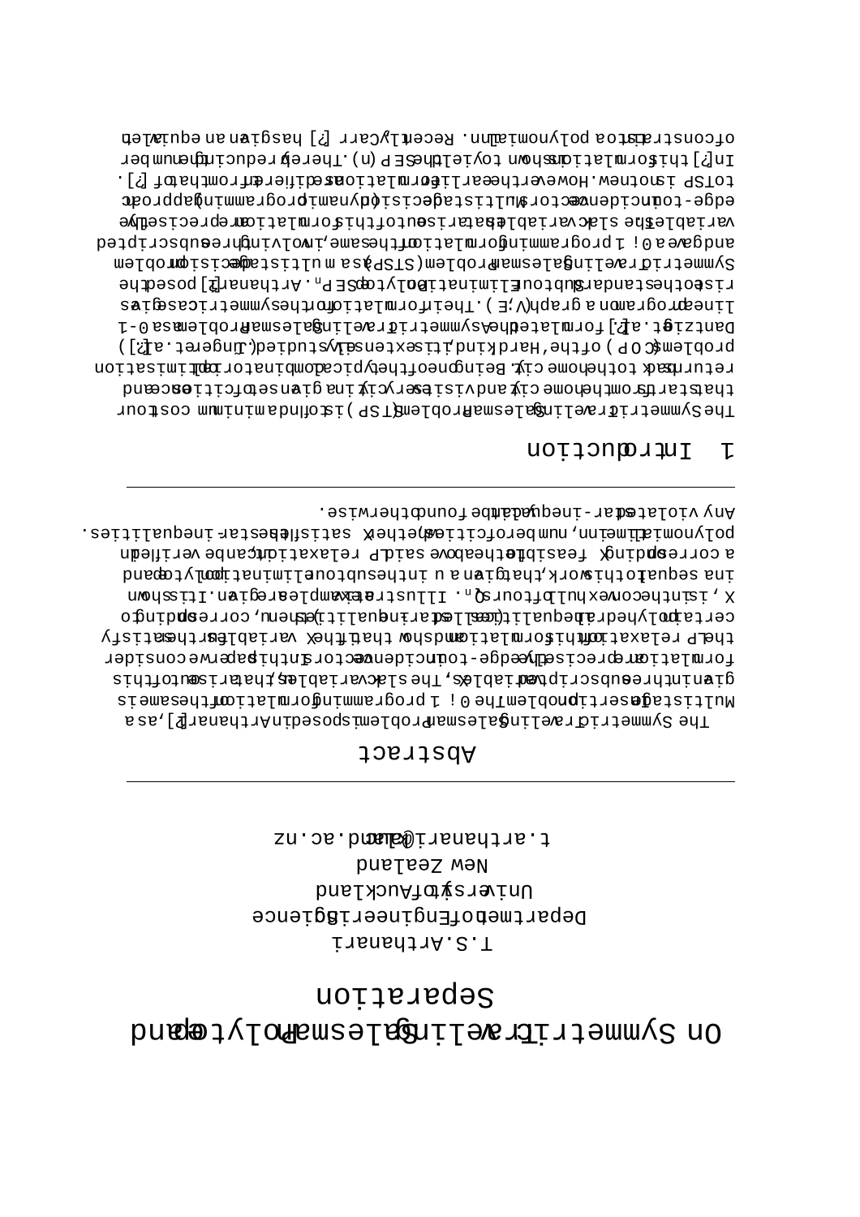# On Symmetric Traveling Salesman Polytope and Separation

T.S. Arthanari

Department of Engineering Science

University of Auckland

New Zealand

t.arthanari@auckland.ac.nz

## Abstract

The Symmetric Traveling Salesman Problem is posed in Arthanari [?], as a Multistage Insertion problem. The 0-1 programming formulation of the same is given in three subscripted variables. The slack variables, that arise out of this formulation are precisely the edge-tour incidence vectors. In this paper we consider the LP relaxation of this formulation and show that if the X variables satisfy certain polyhedral inequalities (called star-inequalities), then, corresponding to X, u is in the convex hull of tours $Q_n$. Illustrative examples are given. It is shown in a sequel to this work, that given a u in the subtour elimination polytope and a corresponding X feasible to the above said LP relaxation, it can be verified in polynomial time, in number of cities, whether X satisfies the star-inequalities. Any violated star-inequality can be found otherwise.

## 1 Introduction

The Symmetric Traveling Salesman Problem (STSP) is to find a minimum cost tour that starts from the home city and visits every city in a given set of cities once and returns back to the home city. Being one of the typical combinatorial optimisation problems (COP) of the 'Hard' kind, it is extensively studied (Jünger et al. [?]). Dantzig et al. [?] formulated the symmetric traveling salesman problem as a 0-1 linear program on a graph $(V, E)$. Their formulation for the symmetric case gives rise to the standard Subtour Elimination Polytope $SEP_n$. Arthanari [?] posed the Symmetric Traveling Salesman Problem (STSP) as a multistage decision problem and gave a 0-1 programming formulation of the same, involving three subscripted variables. The slack variables that arise out of this formulation are precisely the edge-tour incidence vectors. Multistage decision (dynamic programming) approach to STSP is not new. However the earlier formulations are different from that of [?]. In [?] this formulation is shown to yield the $SEP(n)$. Thereby reducing the number of constraints to a polynomial. Recently Carr [?] has given an equivalent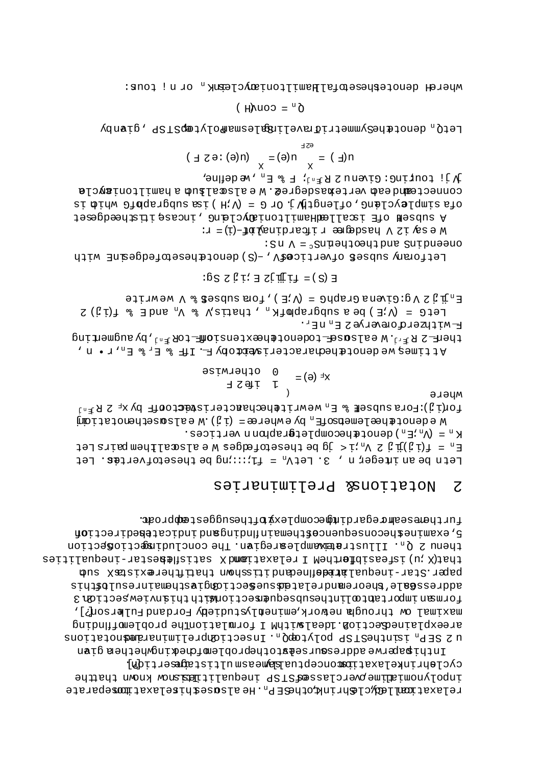relaxation called cycle-shrink, of the $SEP_n$. He also uses this relaxation to separate in polynomial time over classes of STSP inequalities known to cut off some fractional point of the cycle-shrink relaxation of conceptually simple assumptions which it suggests [?].

In this paper we address ourselves to the problem of checking whether a given $u \in SEP_n$ is in the STSP polytope $Q_n$. In section 2 preliminaries and notations are explained. Section 3 deals with a formulation of the problem of finding maximal flow through a network, eminently studied by Ford and Fulkerson [?], forms an important tool in the subsequent sections. With this in view section 3 addresses a theorem and related issues. Section 4 gives the main results of this paper. Star-inequality is defined and it is shown that if there exists X such that $(X; u)$ is feasible for the relaxation I and X satisfies the star-inequalities then $u \in Q_n$. Illustrative examples are given. The concluding section, Section 5, examines the consequences of the main finding and indicates the direction of further research regarding the complexity of the suggested approach.

## 2 Notations & Preliminaries

Let $n$ be an integer, $n \geq 3$. Let $V_n = \{1, \ldots, n\}$ be the set of vertices. Let $E_n = \{(i,j) | i,j \in V_n, i < j\}$ be the set of edges. We also call them pairs. Let $K_n = (V_n, E_n)$ denote the complete graph on $n$ vertices.

We denote the elements of $E_n$ by $e$ where $e = (i,j)$. We also use the notation $ij$ for $(i,j)$. For a subset $F \subseteq E_n$ we write the characteristic vector of $F$ by $\chi_F \in \mathbb{R}^{|E_n|}$ where

$$\chi_F(e) = \begin{cases} 1 & \text{if } e \in F \\ 0 & \text{otherwise} \end{cases}$$

At times we denote the characteristic vector by $F$. If $F \subseteq E_r \subseteq E_n$, $r \leq n$, then $F \in \mathbb{R}^{|E_r|}$. We also use $F$ to denote the extension of $F$ to $\mathbb{R}^{|E_n|}$, by augmenting $F$ with zero for every $e \in E_n \setminus E_r$.

Let $G = (V, E)$ be a subgraph of $K_n$, that is, $V \subseteq V_n$ and $E \subseteq \{(i,j) \in E_n | i,j \in V\}$. Given a graph $G = (V, E)$, for a subset $S \subseteq V$ we write

$$E(S) = \{ij | ij \in E, i,j \in S\}.$$

Let for any subset $S$ of vertices $\delta(S)$ denote the set of edges in $E$ with one end in $S$ and the other in $S^c = V \setminus S$.

We say $i \in V$ has degree $r$ if cardinality of $\delta(i) = r$.

A subset $H$ of $E$ is called a Hamiltonian cycle in $G$, in case it is the edge set of a simple cycle in $G$, of length $|V|$. Or $G = (V, H)$ is a subgraph of $G$ which is connected and each vertex has degree 2. We also call such a hamiltonian cycle a $|V|$ city tour. Given $u \in \mathbb{R}^{|E_n|}$, $F \subseteq E_n$, we define,

$$u(F) = \sum_{e \in F} u(e) = \sum (u(e) : e \in F)$$

Let $Q_n$ denote the Symmetric Travelling Salesman Polytope, STSP, given by

$$Q_n = \text{conv}(\mathcal{H})$$

where $\mathcal{H}$ denotes the set of all Hamiltonian cycles in $K_n$ or $n$ city tours.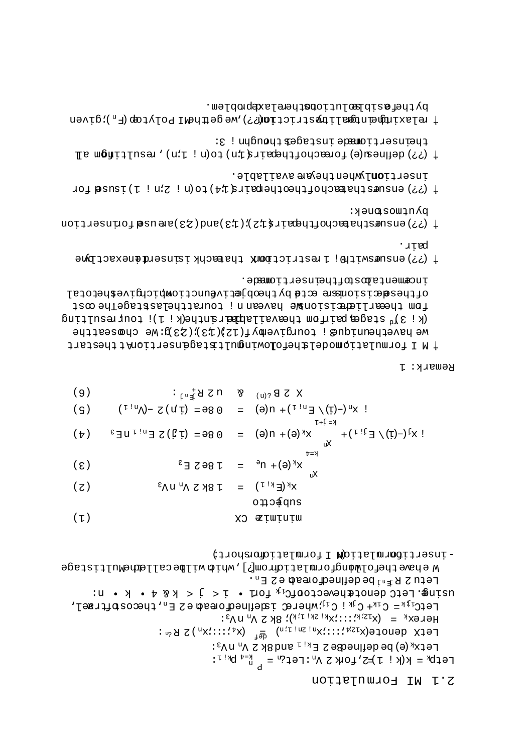## 2.1 MI Formulation

Let $p_k = k(k-1)/2$, for $k \in V_n$. Let $\tau_n = \sum_{k=4}^{n} p_{k-1}$.

Let $x_k(e)$ be defined for $e \in E_{k-1}$ and $k \in V_n \setminus V_3$.

Let $X$ denote $(x_{1,2,4}, \ldots, x_{n-2,n-1,n}) \stackrel{\text{def}}{=} (x_4, \ldots, x_n) \in \mathbb{R}^{\tau_n}$.

Here $x_k = (x_{1,2,k}, \ldots, x_{k-2,k-1,k}), \forall k \in V_n \setminus V_3$.

Let $C_{ijk} = C_{ik} + C_{jk} - C_{ij}$, where $C_{ij}$ is defined for each $e \in E_n$, the cost of travel, using $e$. Let $C$ denote the vector of $C_{ijk}$ for $1 \le i < j < k$ & $4 \le k \le n$.

Let $u \in \mathbb{R}^{E_{n-1}}$ be defined for each $e \in E_n$.

We have the following formulation from [?], which will be called the Multistage-insertion formulation (MI formulation for short):

$$\text{minimize } CX \tag{1}$$

subject to

$$x_k(E_{k-1}) = 1 \quad \forall k \in V_n \setminus V_3 \tag{2}$$

$$\sum_{k=4}^{n} x_k(e) + u_e = 1 \quad \forall e \in E_3 \tag{3}$$

$$-x_j(\delta(i) \cap E_{j-1}) + \sum_{k=j+1}^{n} x_k(e) + u(e) = 0 \quad \forall e = (i,j) \in E_{n-1} \setminus E_3 \tag{4}$$

$$-x_n(\delta(i) \cap E_{n-1}) + u(e) = 0 \quad \forall e = (i,n) \in \delta(V_{n-1}) \tag{5}$$

$$X \in B^{\tau(n)} \quad \& \quad u \in \mathbb{R}_+^{E_{n-1}}. \tag{6}$$

Remark: 1

- MI formulation models the following multistage insertion: At the start we have the unique 3-tour given by $\{(1,2),(1,3),(2,3)\}$. We choose at the $(k-3)^{rd}$ stage, a pair from the available pairs in the $(k-1)$-tour resulting from the earlier decisions. We have an $n$-tour at the last stage. The cost of these decisions are collected by the objective function which gives the total incremental cost of the insertions made.
- (??) ensures with 0-1 restriction on $X$ that each $k$ is inserted in exactly one pair.
- (??) ensures that each of the pairs $(1,2)$, $(1,3)$ and $(2,3)$ are used for insertion by utmost one $k$.
- (??) ensures that each of the other pairs $(1,4)$ to $(n-2,n-1)$ is used for insertion, when they are available.
- (??) defines $u(e)$ for each of the pairs $(1,n)$ to $(n-1,n)$, resulting from all the insertions made in stages 1 through $n-3$.
- relaxing the integrality restriction (??), we get the MI Polytope ($P_n$), given by the feasible solutions to the relax problem.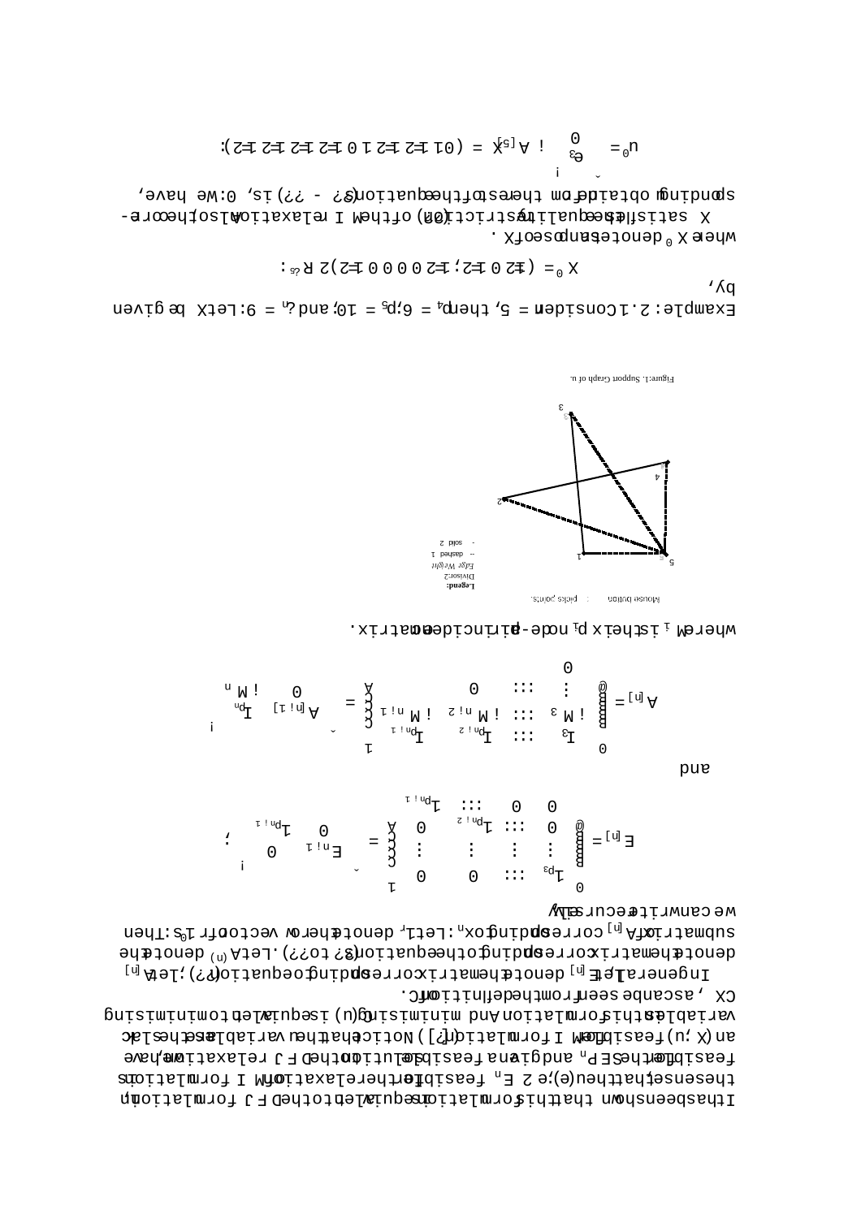It has been shown that this formulation is equivalent to the DFJ formulation in the sense that the $u(e), e \in E_n$ feasible for the relaxation of MI formulation are feasible for the $SEP_n$ and given a feasible solution to the DFJ relaxation, we have an $(X, u)$ feasible for MI formulation ([?]). Notice that the variables are the slack variables in this formulation and minimizing $(u)$ is equivalent to minimizing $CX$, as can be seen from the definition of $C$.

In general, let $E^{[n]}$ denote the matrix corresponding to equation (?); let $A^{[n]}$ denote the matrix corresponding to the equation (? to ?). Let $A_{(n)}$ denote the submatrix of $A^{[n]}$ corresponding to $x_n$. Let $1_r$ denote the row vector of $r$ 1's. Then we can write recursively

$$E^{[n]} = \begin{pmatrix} 1_{p_3} & \cdots & 0 & 0 \\ \vdots & & \vdots & \vdots \\ 0 & \cdots & 1_{p_{n-2}} & 0 \\ 0 & \cdots & 0 & 1_{p_{n-1}} \end{pmatrix} = \begin{pmatrix} E_{n-1} & 0 \\ 0 & 1_{p_{n-1}} \end{pmatrix},$$

and

$$A^{[n]} = \begin{pmatrix} I_3 & \cdots & I_{p_{n-2}} & I_{p_{n-1}} \\ -M_3 & \cdots & -M_{n-2} & -M_{n-1} \\ \vdots & \cdots & & 0 \\ 0 & & & \end{pmatrix} = \begin{pmatrix} A^{[n-1]} & I_{p_n} \\ 0 & -M_n \end{pmatrix}$$

where $M_i$ is the $i \times p_i$ node-arc incidence matrix.

Figure 1: Support Graph of u.

Example 2.1 Consider $n = 5$, then $p_4 = 6$, $p_5 = 10$, and $\tau_n = 9$. Let $X$ be given by,

$$X^0 = (1/2\ 0\ 1/2\ 1/2;\ 1/2\ 0\ 0\ 0\ 0\ 1/2) \in \mathbb{R}^{\tau_5}:$$

where $X^0$ denotes transpose of $X$. $X$ satisfies the equality restrictions (2) of the MI relaxation. Also the corresponding $u$ obtained from the restrictions of the equation (? - ??) is, $0$. We have,

$$u^0 = \begin{pmatrix} e_3 \\ 0 \end{pmatrix}; \quad A^{[5]}X = (0\ 1\ 1/2\ 1/2\ 1\ 0\ 1/2\ 1/2\ 1/2\ 1/2\ 1/2):$$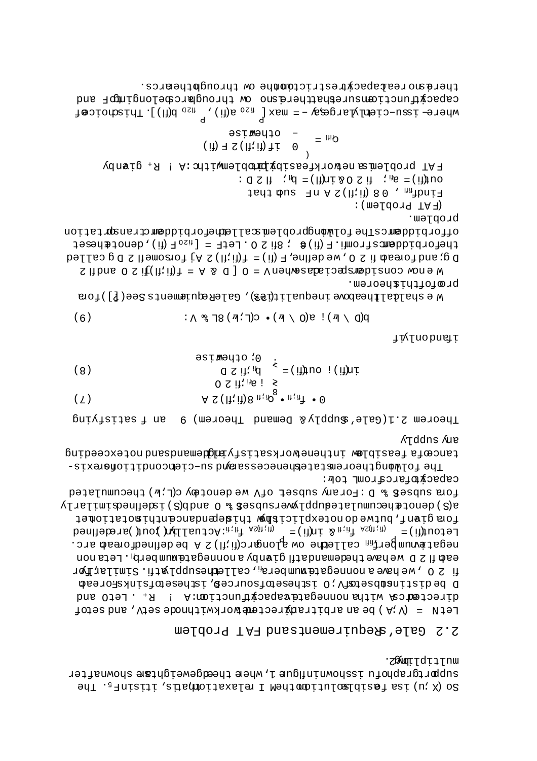So $(X, u)$ is a feasible solution to the LP relaxation, that is, it is in $F_S$. The support graph of $u$ is shown in Figure 1, where the edge weights are shown after multiplying 2.

## 2.2 Gale's Requirements and FAT Problem

Let $N = (V, A)$ be an arbitrary directed network with node set $V$, and set of directed arcs $A$ with a nonnegative capacity function $c : A \to R_+$. Let $O$ and $D$ be distinct subsets of $V$; $O$ is the set of sources, $D$ is the set of sinks. For each $\alpha \in O$, we have a nonnegative number $a_\alpha$, called the supply at $\alpha$. Similarly, for each $\beta \in D$ we have the demand at $\beta$ given by a nonnegative number $b_\beta$. Let a nonnegative number $f_{\alpha\beta}$, called the flow along arc $(\alpha, \beta) \in A$ be defined for each arc. Let $out(\alpha) = \sum_{(\alpha,\beta)\in A} f_{\alpha,\beta}$ & $in(\alpha) = \sum_{(\beta,\alpha)\in A} f_{\beta,\alpha}$. Actually $in()$, $out()$ are defined for a given $f$, but we do not explicitly show this dependence in this notation. Let $a(S)$ denote the cumulated supply over subset $S \subseteq O$ and $b(S)$ is defined similarly for a subset $S \subseteq D$. For any subset of $V$ we denote by $c(L, \omega)$ the cumulated capacity of arcs from $L$ to $\omega$:

The following theorem states the necessary and sufficient condition for existence of a feasible flow in the network satisfying all demands and not exceeding any supply.

**Theorem 2.1** (Gale's Supply & Demand Theorem) $\exists$ an $f$ satisfying

$$0 \le f_{\alpha,\beta} \le c_{\alpha,\beta} \quad \forall (\alpha,\beta) \in A \tag{7}$$

$$in(\alpha) - out(\alpha) = \begin{cases} -a_\alpha, & \alpha \in O \\ b_\alpha, & \alpha \in D \\ 0, & \text{otherwise} \end{cases} \tag{8}$$

if and only if

$$b(D \cap \omega) - a(O \cap \omega) \le c(L, \omega) \quad \forall L \subseteq V: \tag{9}$$

We shall call the above inequalities (9), Gale Requirements. See [?] for a proof of this theorem.

We now consider a special case when $V = O \cup D$ & $A = \{(\alpha, \beta) \mid \alpha \in O \text{ and } \beta \in D\}$, and for each $\alpha \in O$, we define, $F(\alpha) = \{(\alpha, \beta) \in A \mid \text{for some } \beta \in D\}$ called the forbidden arcs from $\alpha$. $F(\alpha) \neq \emptyset$, $\forall \alpha \in O$. Let $F = [\cup_{\alpha \in O} F(\alpha)]$, denote the set of forbidden arcs. The following problem is called the forbidden transportation problem.

(FAT Problem):
Find $f_{\alpha\beta}$, $0 \le \forall (\alpha, \beta) \in A \setminus F$ such that

$out(\alpha) = a_\alpha, \ \forall \alpha \in O$ & $in(\beta) = b_\beta, \ \forall \beta \in D$:

FAT problem is a network feasibility problem with $c : A \to R_+$ given by

$$c_{\alpha\beta} = \begin{cases} 0 & \text{if } (\alpha, \beta) \in F(\alpha) \\ \infty & \text{otherwise} \end{cases}$$

where $\infty$ is a sufficiently large, say $\infty = \max\left[\sum_{\alpha \in O} a(\alpha), \sum_{\beta \in D} b(\beta)\right]$. This choice of capacity function ensures that there is no flow through arcs belonging to $F$ and there is no real capacity restriction on the flow through other arcs.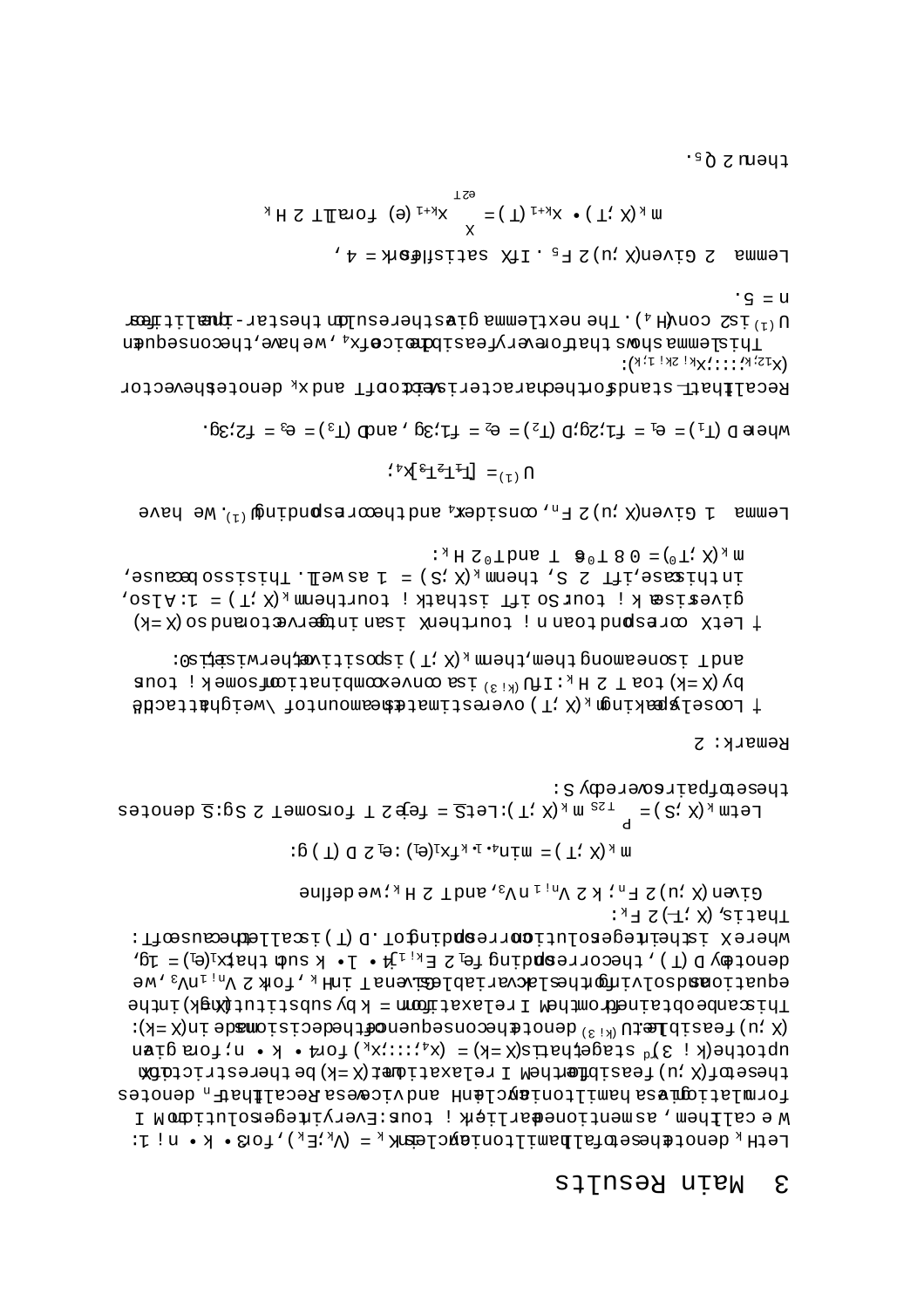# 3 Main Results

Let $H_k$ denote the set of all hamiltonian cycles in $K_k = (V_k, E_k)$, for $3 \leq k \leq n-1$. We call them, as mentioned earlier, $k$-tours. Every integer solution to MI formulation gives a hamiltonian cycle in $H$ and vice versa. Recall that $F_n$ denotes the set of $(X, u)$ feasible for the MI relaxation. Let $(X/k)$ be the restriction of $X$ up to the $(k-3)^{rd}$ stage, that is, $(X/k) = (x_4, \ldots, x_k)$ for $4 \leq k \leq n$, for a given $(X, u)$ feasible. Let $U_{(k-3)}$ denote the consequence of the decisions made in $(X/k)$: This can be obtained from the MI relaxation $Ax = b$ by substituting $(X/k)$ in the equations and solving for the slack variables given $A$ in $H$, for $k \in V_n \setminus V_3$, we denote by $D(T)$, the corresponding $e_l \in E_{k-1}$, $4 \leq l \leq k$ such that $x_l(e_l) = 1$, where $X$ is the integer solution corresponding to $T$. $D(T)$ is called the cause of $T$: That is, $(X/T) \in F_k$:

Given $(X, u) \in F_n$; $k \in V_{n-1} \setminus V_3$, and $T \in H_k$, we define

$$m_k(X/T) = \min_{4 \leq l \leq k} \{x_l(e_l) : e_l \in D(T)\}:$$

Let $m_k(X/S) = \sum_{T \in S} m_k(X/T)$: Let $\bar{S} = \{e_j \in T$ for some $T \in S\}$: $\bar{S}$ denotes the set of pairs covered by $S$:

Remark: 2

- Loosely speaking $m_k(X/T)$ overestimates the amount of "weight attached" by $(X/k)$ to a $T \in H_k$ : If $U_{(k-3)}$ is a convex combination of some $k$-tours and $T$ is one among them, then $m_k(X/T)$ is positive, otherwise it is 0:
- Let $X$ correspond to an $n$-tour. Then $X$ is an integer vector and so $(X/k)$ gives a $k$-tour. So if $T$ is that $k$-tour then $m_k(X/T) = 1$: Also, in this case, if $T \in S$, then $m_k(X/S) = 1$ as well. This is so because, $m_k(X/T_0) = 0 \; \forall \; T_0 \neq T$ and $T_0 \in H_k$:

**Lemma 1** Given $(X, u) \in F_n$, consider $x_4$ and the corresponding $U_{(1)}$. We have

$$U_{(1)} = [T_1 T_2 T_3] x_4;$$

where $D(T_1) = e_1 = \{1, 2\}$; $D(T_2) = e_2 = \{1, 3\}$, and $D(T_3) = e_3 = \{2, 3\}$.

Recall that $T_i$ stands for the characteristic vector of $T_i$ and $x_k$ denotes the vector $(x_{12,k}, x_{13,k}, \ldots, x_{k-2\,k-1,k})$:

This lemma shows that for every feasible choice of $x_4$, we have, the consequent $U_{(1)}$ is $2$ conv$(H_4)$. The next lemma gives the result for the star-inequalities for $n = 5$.

**Lemma 2** Given $(X, u) \in F_5$. If $X$ satisfies for $k = 4$,

$$m_k(X/T) = x_{k+1}(T) = \sum_{e \in T} x_{k+1}(e) \text{ for all } T \in H_k$$

then $u \in Q_5$.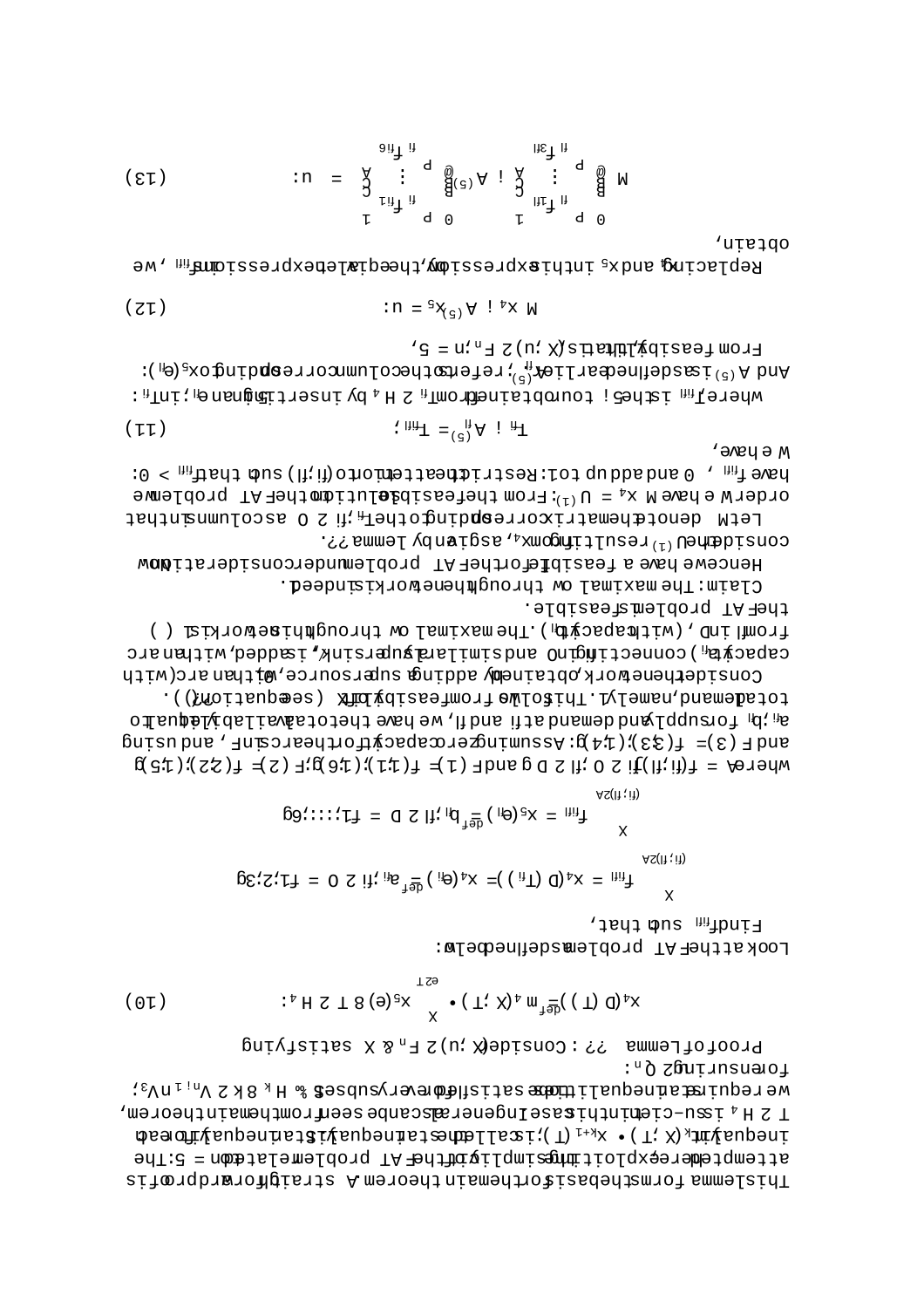This lemma forms the basis for the main theorem. A straightforward proof is attempted here exploiting the simplicity of the FAT problem related to $n = 5$. The inequality $m_k(X,T) \geq x_{k+1}(T)$, is called the $T$ inequality. The $T$ inequality for each $T \in H_4$ is sufficient in this case. In general as can be seen from the main theorem, we require the inequalities to be satisfied for every subset $S \subseteq H_k$, $\forall k \in V_{n-1} \setminus V_3$, for ensuring $\in Q_n$:

Proof of Lemma ??: Consider $(X, u) \in F_n$ & $X$ satisfying

$$x_4(D(T)) \stackrel{def}{=} m_4(X,T) \geq \sum_{e \in T} x_5(e) \; \forall \; T \in H_4: \tag{10}$$

Look at the FAT problem as defined below:

Find $f_{\alpha\beta}$ such that,

$$\sum_{(\alpha,\beta) \in A} f_{\alpha\beta} = x_4(D(T_\alpha)) = x_4(e_\alpha) \stackrel{def}{=} a_\alpha, \; \forall \alpha \in O = \{1,2,3\}$$

$$\sum_{(\alpha,\beta) \in A} f_{\alpha\beta} = x_5(e_\beta) \stackrel{def}{=} b_\beta, \; \forall \beta \in D = \{1,\ldots,6\}$$

where $A = \{(\alpha,\beta) \mid \alpha \in O, \beta \in D\}$ and $F(1) = \{(1,1),(1,6)\}$, $F(2) = \{(2,2),(1,5)\}$ and $F(3) = \{(3,3),(1,4)\}$: Assuming zero capacity for the arcs in $F$, and using $a_\alpha$, $b_\beta$ for supply and demand at $\alpha$ and $\beta$, we have the total available equal to total demand, namely 1. This follows from feasibility of $X$ (see equation ??).

Consider the network, obtained by adding super source, $O$, with an arc (with capacity $a_\alpha$) connecting $O$ to $\alpha$, and similarly a supersink, $D$, is added, with an arc from $\beta$ to $D$, (with capacity $b_\beta$). The maximal flow through this network is 1 $\iff$ the FAT problem is feasible.

Claim: The maximal flow through the network is indeed.

Hence we have a feasible for the FAT problem under consideration. Now consider the $U^{(1)}$ resulting from $x_4$, as given by lemma ??.

Let $M$ denote the matrix corresponding to the $T_\alpha$, $\alpha \in O$ as columns in that order. We have $M x_4 = U^{(1)}$. From the feasible solution to the FAT problem we have $f_{\alpha\beta} \geq 0$ and add up to 1. Restrict the attention to $(\alpha,\beta)$ such that $f_{\alpha\beta} > 0$: We have,

$$T_\alpha - A^\beta_{(5)} = T_{\alpha\beta}; \tag{11}$$

where $T_{\alpha\beta}$ is the 5-tour obtained from $T_\alpha \in H_4$ by inserting 5 in edge $e_\beta$ in $T_\alpha$: And $A_{(5)}$ is as defined earlier. $A^\beta_{(5)}$ refers to the column corresponding to $x_5(e_\beta)$:

From feasibility, that is $(X,u) \in F_n$, $n = 5$,

$$M x_4 - A_{(5)} x_5 = u: \tag{12}$$

Replacing $x_4$ and $x_5$ in this expression by the equivalent expressions in $f_{\alpha\beta}$, we obtain,

$$M \begin{pmatrix} \sum_p f_{1p} \\ \vdots \\ \sum_p f_{3p} \end{pmatrix} - A_{(5)} \begin{pmatrix} \sum_p f_{p1} \\ \vdots \\ \sum_p f_{p6} \end{pmatrix} = u: \tag{13}$$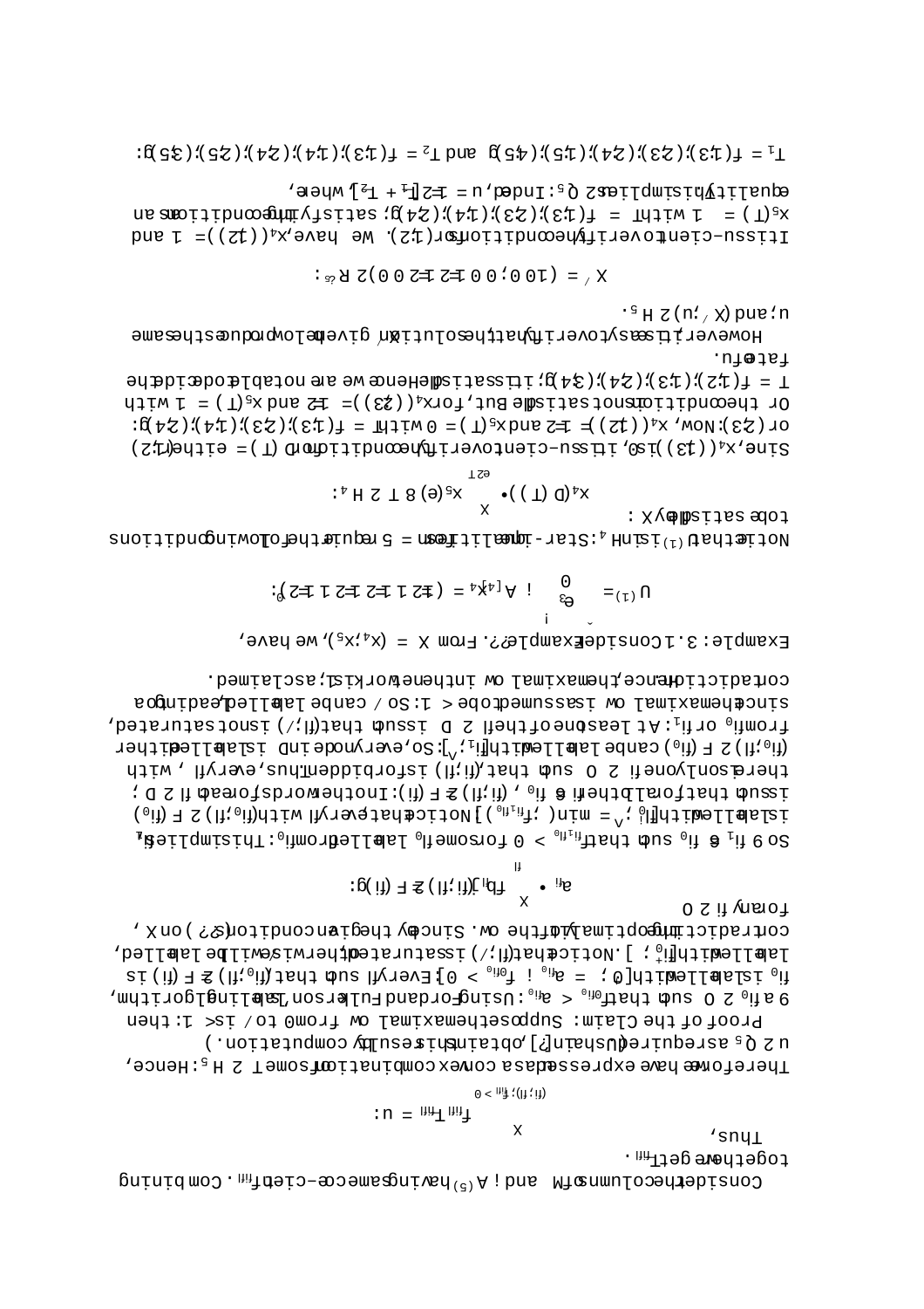Consider the columns of $M$ and $\lambda_{(5)}$ having same coefficient $f_{\beta\gamma}$. Combining together we get $T_{\beta\gamma}$.

Thus,

$$u = \sum_{(\beta,\gamma):\, f_{\beta\gamma} > 0} f_{\beta\gamma} T_{\beta\gamma}.$$

Therefore we have expressed $u$ as a convex combination of some $T \in H_5$. Hence, $u \in Q_5$ as required (Using [?], obtain this result by computation.)

Proof of the Claim: Suppose the maximal flow from $0$ to $\wp$ is $< 1$: then $\exists\, \alpha_0 \in O$ such that $f_{0\alpha_0} < a_{\alpha_0}$. Using Ford and Fulkerson's labelling algorithm, $\alpha_0$ is labelled with $[0^+, \epsilon_{\alpha_0} = a_{\alpha_0} - f_{0\alpha_0} > 0]$. Every $\beta$ such that $(\alpha_0, \beta) \notin F(\alpha_0)$ is labelled with $[\alpha_0^+, \ ]$. Notice that $(\beta, \wp)$ is saturated, otherwise $\wp$ will be labelled, contradicting the optimality of the flow. Since by the given condition (??) on $X$, for any $\alpha \in O$

$$a_\alpha \le \sum_{\beta} \{b_\beta : (\alpha, \beta) \notin F(\alpha)\}.$$

So $\exists\, \alpha_1 \ne \alpha_0$ such that $f_{\alpha_1\beta_0} > 0$ for some $\beta_0$ labelled from $\alpha_0$. This implies $\alpha_1$ is labelled with $[\beta_0^-, \epsilon_{\alpha_1} = \min(\epsilon_{\beta_0}, f_{\alpha_1\beta_0})]$. Notice that every $\beta$ with $(\alpha_0, \beta) \in F(\alpha_0)$ is such that for all other $\alpha \ne \alpha_0$, $(\alpha, \beta) \notin F(\alpha)$: In other words for each $\beta \in D$, there is only one $\alpha \in O$ such that $(\alpha, \beta)$ is forbidden. Thus, every $\beta$, with $(\alpha_0, \beta) \in F(\alpha_0)$ can be labelled with $[\alpha_1^+, \ ]$. So, every node in $D$ is labelled either from $\alpha_0$ or $\alpha_1$. At least one of the $\beta \in D$ is such that $(\beta, \wp)$ is not saturated, since the maximal flow is assumed to be $< 1$. So $\wp$ can be labelled, leading to a contradiction. Hence, the maximal flow in the network is 1, as claimed.

Example: 3.1 Consider Example ??. From $X = (x_4, x_5)$, we have,

$$U^{(1)} = \check{\theta}_{e_3} \to A^{[4]} x_4 = (1/2\ 1/2\ 1/2\ 1\ 1/2)':$$

Notice that $U^{(1)}$ is in $H_4$: Star-inequalities = 5 require the following conditions to be satisfied by $X$:

$$x_4(D(T)) \le \sum_{e \in T} x_5(e) \quad \forall\, T \in H_4:$$

Since, $x_4((13))$ is 0, it is sufficient to verify the condition for $D(T)$ = either (12) or (23): Now, $x_4((12)) = 1/2$ and $x_5(T) = 0$ with $T = \{(13),(23),(14),(24)\}$: Or the condition is not satisfied. But, for $x_4((23)) = 1/2$ and $x_5(T) = 1$ with $T = \{(12),(13),(24),(34)\}$, it is satisfied. Hence we are not able to decide the fate of $u$.

However, it is easy to verify that the solution $X'$ given below produces the same $u$, and $(X', u) \in H_5$.

$$X' = (1\,0\,0;\,0\,0\,1/2\,1/2\,0\,0) \in \mathbb{R}^{16}:$$

It is sufficient to verify the condition for (12). We have, $x_4((12)) = 1$ and $x_5(T) = 1$ with $T = \{(13),(23),(14),(24)\}$, satisfying the conditions and equality. This implies $u \in Q_5$. Indeed, $u = 1/2[T_1 + T_2]$ where,

$T_1 = \{(13),(23),(24),(15),(45)\}$ and $T_2 = \{(13),(14),(24),(25),(35)\}$: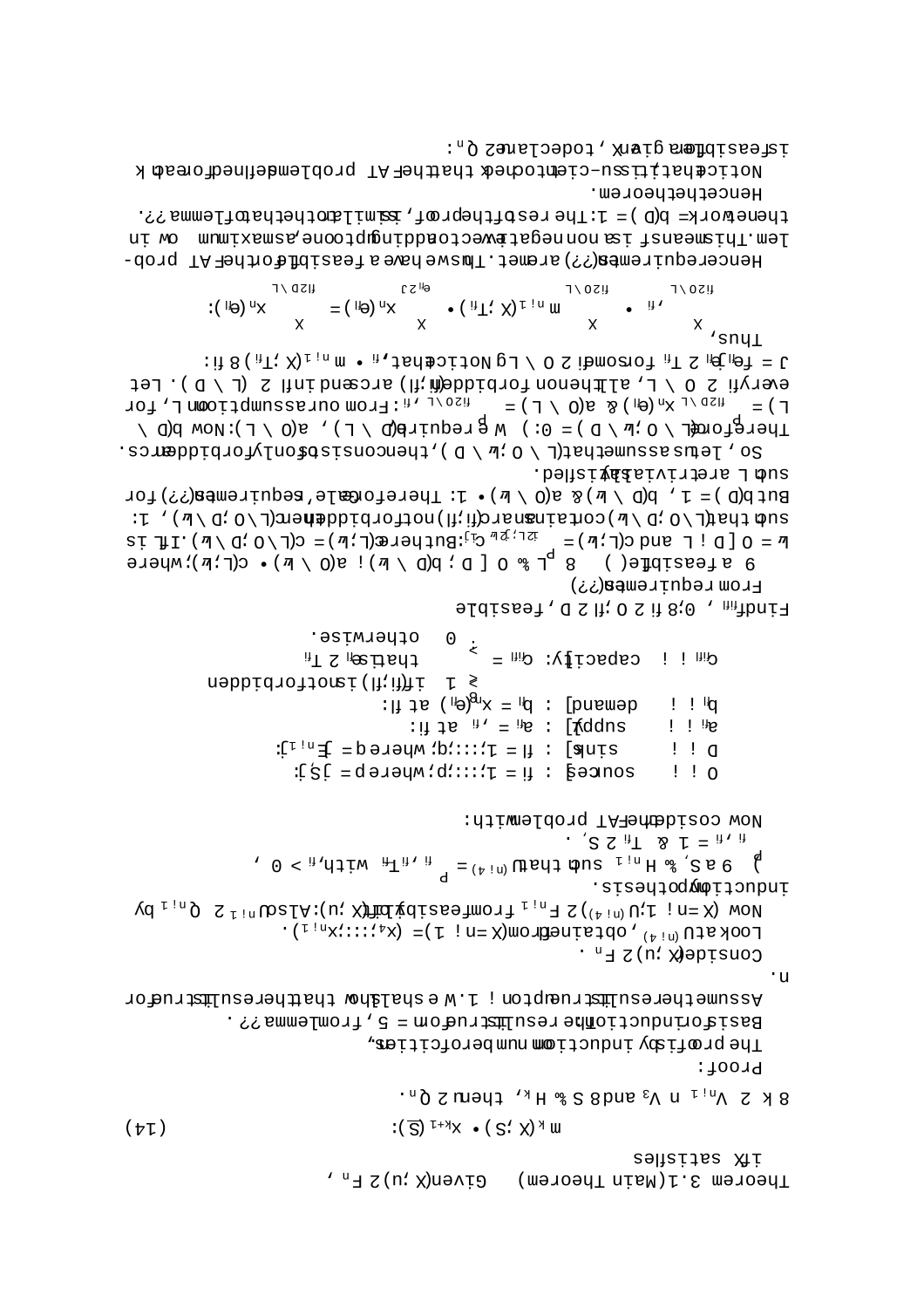**Theorem 3.1 (Main Theorem)** Given $(X, u) \in F_n$, iff $X$ satisfies

$$m_k(X, S) \leq x_{k+1}(\bar{S}) : \tag{14}$$

$\forall\, k \in V_{n-1} \cap V_3$ and $\forall\, S \subseteq H_k$, then $u \in Q_n$.

Proof:

The proof is by induction on number of cities, $n$. Basis for induction: the result is true for $n = 5$, from lemma ??. Assume the result is true up to $n-1$. We shall show that the result is true for $n$.

Consider $(X, u) \in F_n$. Look at $u^{(n-1)}$, obtained from $(X = n-1) = (x_4, \ldots, x_{n-1})$. Now $(X = n-1, u^{(n-1)}) \in F_{n-1}$ from feasibility of $(X, u)$. Also $u^{(n-1)} \in Q_{n-1}$ by induction hypothesis.

$\Rightarrow \exists\, \lambda_S \geq 0,\ S \in H_{n-1}$ such that $u^{(n-1)} = \sum \lambda_\alpha T_\alpha$ with $\lambda_\alpha > 0$, $\sum \lambda_\alpha = 1$ & $T_\alpha \in S$.

Now consider the FAT problem with:

- $O$ → sources : $\alpha = 1, \ldots, p$; where $p = |S|$.
- $D$ → sinks : $\beta = 1, \ldots, q$; where $q = |E_{n-1}|$.
- $a_\alpha$ → supply : $a_\alpha = \lambda_\alpha$ at $\alpha$.
- $b_\beta$ → demand : $b_\beta = x_n(e_\beta)$ at $\beta$.
- $c_{\alpha\beta}$ → capacity: $c_{\alpha\beta} = \begin{cases} 1 & \text{if } (\alpha, \beta) \text{ is not forbidden} \\ & \text{that is } e_\beta \in T_\alpha \\ 0 & \text{otherwise.} \end{cases}$

Find $f_{\alpha\beta}$, $\alpha \in O, \beta \in D$, feasible.

From requirement (??)

$\exists$ a feasible $f \Leftrightarrow \forall\, L \subseteq O \cup D$, $b(D \setminus W) - a(O \setminus L) \leq c(L, W)$, where $W = D - [D \cap L]$ and $c(L, W) = \sum_{\alpha \in L, \beta \in W} c_{\alpha\beta}$. But here $c(L, W) = c(L \cap O, D \setminus W)$. If $L$ is such that $(L \cap O, D \setminus W)$ contains an arc $(\alpha, \beta)$ not forbidden then $c(L \cap O, D \setminus W) \geq 1$. But $b(D) = 1$, $b(D \setminus W) - a(O \setminus W) \leq 1$. Therefore the requirements (??) for such $L$ are trivially satisfied.

So, let us assume that $(L \cap O, W \setminus D)$ then consists of only forbidden arcs. Therefore $c(L \cap O, W \setminus D) = 0$. We require $b(D \setminus L) \leq a(O \setminus L)$. Now $b(D \setminus L) = \sum_{\beta \in D \setminus L} x_n(e_\beta)$ & $a(O \setminus L) = \sum_{\alpha \in O \setminus L} \lambda_\alpha$. From our assumption on $L$, for every $\alpha \in O \setminus L$, all the non forbidden $(\alpha, \beta)$ arcs end in $\beta \in (L \cap D)$. Let $J = \{e_\beta \in T_\alpha \text{ for some } \alpha \in O \setminus L\}$. Notice that, $\lambda_\alpha \leq m_{n-1}(X, T_\alpha)\ \forall\, \alpha$. Thus,

$$\sum_{\alpha \in O \setminus L} \lambda_\alpha \leq \sum_{\alpha \in O \setminus L} m_{n-1}(X, T_\alpha) \leq \sum_{e_\beta \in J} x_n(e_\beta) = \sum_{\beta \in D \setminus L} x_n(e_\beta) :$$

Hence requirements (??) are met. Thus we have a feasible flow $f$ for the FAT problem. This means $f$ is a nonnegative vector adding up to one, as maximum flow in the network $= b(D) = 1$. The rest of the proof, is similar to that of lemma ??.

Hence the theorem.

Notice that, it is sufficient to check that the FAT problem defined for each $k$ is feasible for a given $X$, to declare $u \in Q_n$.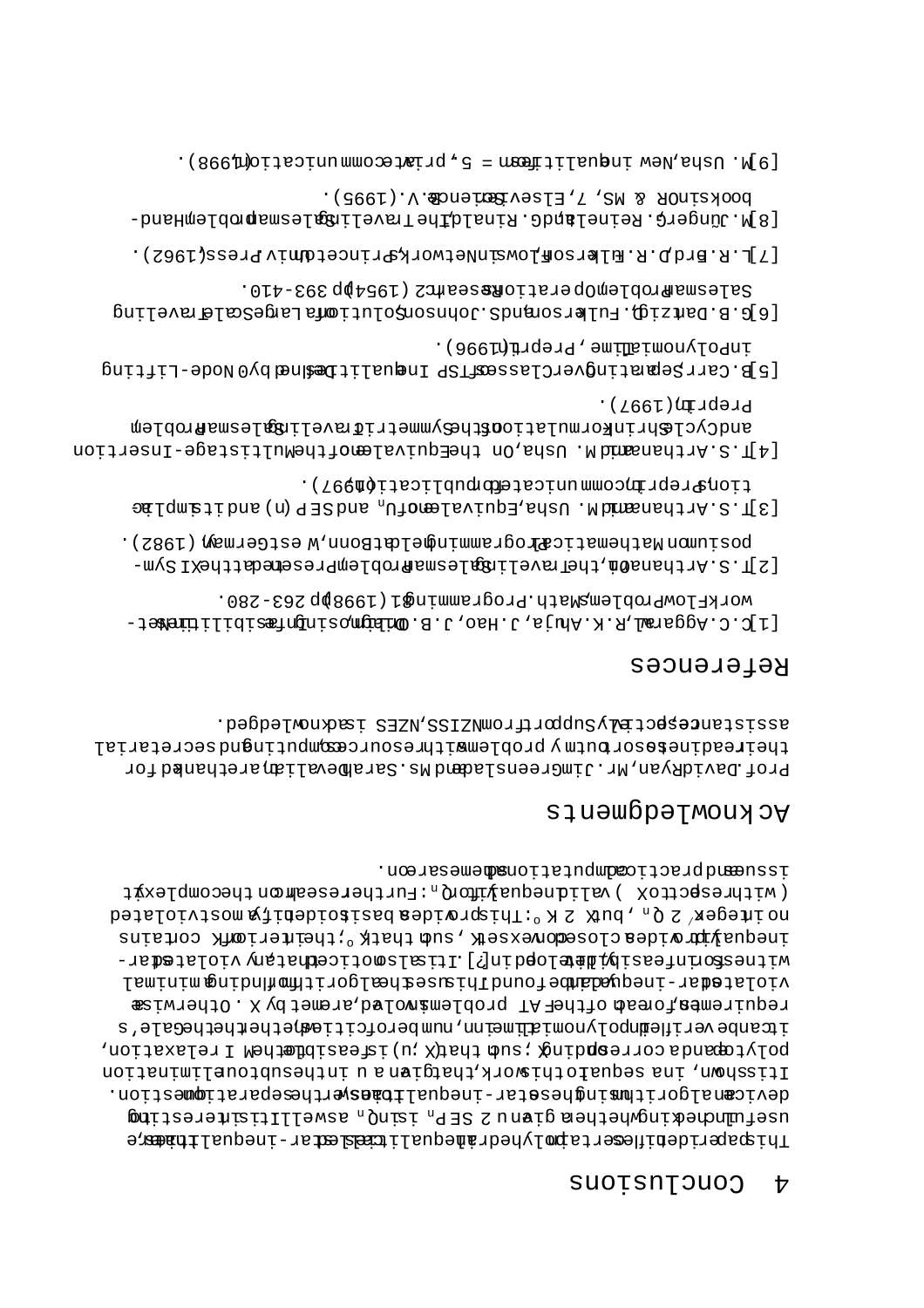## 4 Conclusions

This paper identifies certain polyhedral inequalities called star-inequalities, useful in checking whether a given $u \in P_n$ is in $Q_n$ as well. It is interesting to devise an algorithm using these star-inequalities to answer the separation question. It is shown, in a sequel to this work, that given a $u$ in the subtour elimination polytope and a corresponding $X$, such that $(X, u)$ is feasible to the MI relaxation, it can be verified in polynomial time, number of times, whether the Gale's requirements, for each of the FAT problems involved, are met by $X$. Otherwise a violated star-inequality can be found. This uses the algorithm for finding minimal witnesses for infeasibility developed in [?]. It is also noticed that any violated star-inequality provides a closed convex set $K$, such that $K^o$, the interior of $K$ contains no integer $X' \in Q_n$, but $X \in K^o$. This provides a basis to identify a most violated (with respect to $X$) valid inequality for $Q_n$. Further research on the complexity issues and practical computations are demes are on.

## Acknowledgements

Prof. David Ryan, Mr. Jim Greenstade and Ms. Sarah Devalliah are thanked for their readiness to sort out my problems with resources, computing and secretarial assistance respectively. Support from NZSIS, NZES is acknowledged.

## References

[1] C. C. Aggarwal, R. K. Ahuja, J. Hao, J. B. Orlin, On Minimum feasibility in Network Flow Problems, Math. Programming 81 (1998) pp 263-280.

[2] T. S. Arthanari, On the Traveling Salesman Problem Presented at the XI Symposium on Mathematical Programming held at Bonn, West Germany (1982).

[3] T. S. Arthanari and M. Usha, Equivalence of $U_n$ and $SEP(n)$ and its implications, Preprint (communicated for publication) (1997).

[4] T. S. Arthanari and M. Usha, On the Equivalence of the Multistage-Insertion and Cycle Shrink Formulations of the Symmetric Traveling Salesman Problem Preprint (1997).

[5] B. Carr Separating Over Classes of TSP Inequalities Defined by 0 Node-Lifting in Polynomial Time, Preprint (1996).

[6] G. B. Dantzig, D. Fulkerson and S. Johnson, Solution of a Large Scale Traveling Salesman Problem Operations Research 2 (1954) pp 393-410.

[7] L. R. Ford, D. R. Fulkerson, Flows in Networks, Princeton Univ. Press (1962).

[8] M. Jünger, G. Reinelt and G. Rinaldi, The Traveling Salesman Problem Handbooks in OR & MS, 7, Elsevier Science B. V. (1995).

[9] M. Usha, New inequalities for $n = 5$, private communication (1998).